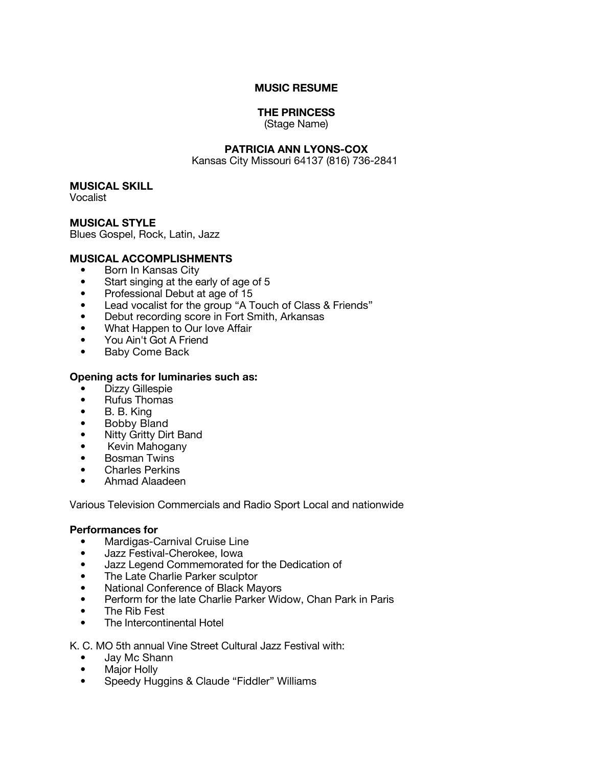# MUSIC RESUME

## THE PRINCESS

(Stage Name)

## PATRICIA ANN LYONS-COX

Kansas City Missouri 64137 (816) 736-2841

**MUSICAL SKILL**
Vocalist

**MUSICAL STYLE**
Blues Gospel, Rock, Latin, Jazz

**MUSICAL ACCOMPLISHMENTS**

- Born In Kansas City
- Start singing at the early of age of 5
- Professional Debut at age of 15
- Lead vocalist for the group "A Touch of Class & Friends"
- Debut recording score in Fort Smith, Arkansas
- What Happen to Our love Affair
- You Ain't Got A Friend
- Baby Come Back

**Opening acts for luminaries such as:**

- Dizzy Gillespie
- Rufus Thomas
- B. B. King
- Bobby Bland
- Nitty Gritty Dirt Band
- Kevin Mahogany
- Bosman Twins
- Charles Perkins
- Ahmad Alaadeen

Various Television Commercials and Radio Sport Local and nationwide

**Performances for**

- Mardigas-Carnival Cruise Line
- Jazz Festival-Cherokee, Iowa
- Jazz Legend Commemorated for the Dedication of
- The Late Charlie Parker sculptor
- National Conference of Black Mayors
- Perform for the late Charlie Parker Widow, Chan Park in Paris
- The Rib Fest
- The Intercontinental Hotel

K. C. MO 5th annual Vine Street Cultural Jazz Festival with:

- Jay Mc Shann
- Major Holly
- Speedy Huggins & Claude "Fiddler" Williams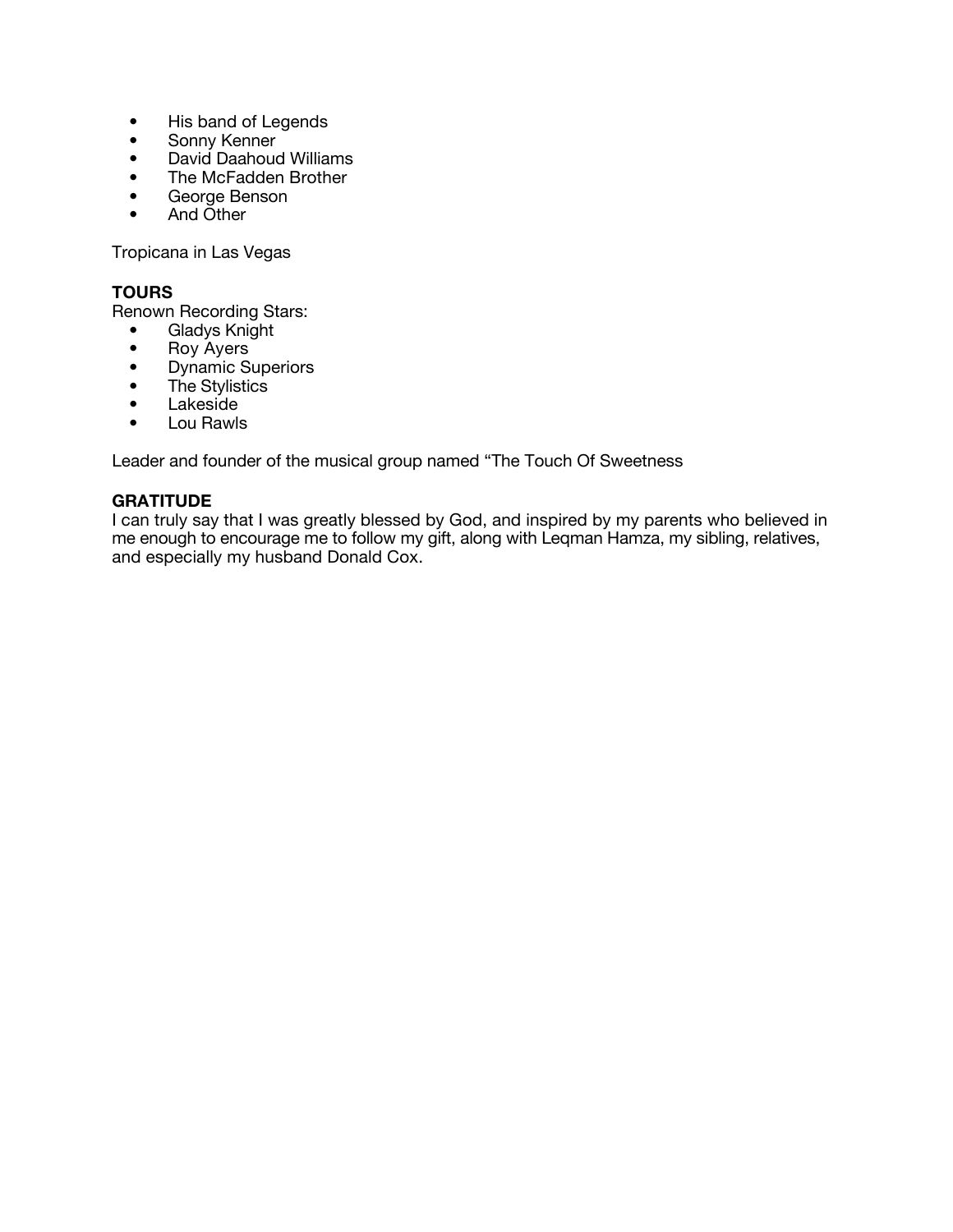- His band of Legends
- Sonny Kenner
- David Daahoud Williams
- The McFadden Brother
- George Benson
- And Other

Tropicana in Las Vegas

**TOURS**

Renown Recording Stars:

- Gladys Knight
- Roy Ayers
- Dynamic Superiors
- The Stylistics
- Lakeside
- Lou Rawls

Leader and founder of the musical group named "The Touch Of Sweetness

**GRATITUDE**

I can truly say that I was greatly blessed by God, and inspired by my parents who believed in me enough to encourage me to follow my gift, along with Leqman Hamza, my sibling, relatives, and especially my husband Donald Cox.